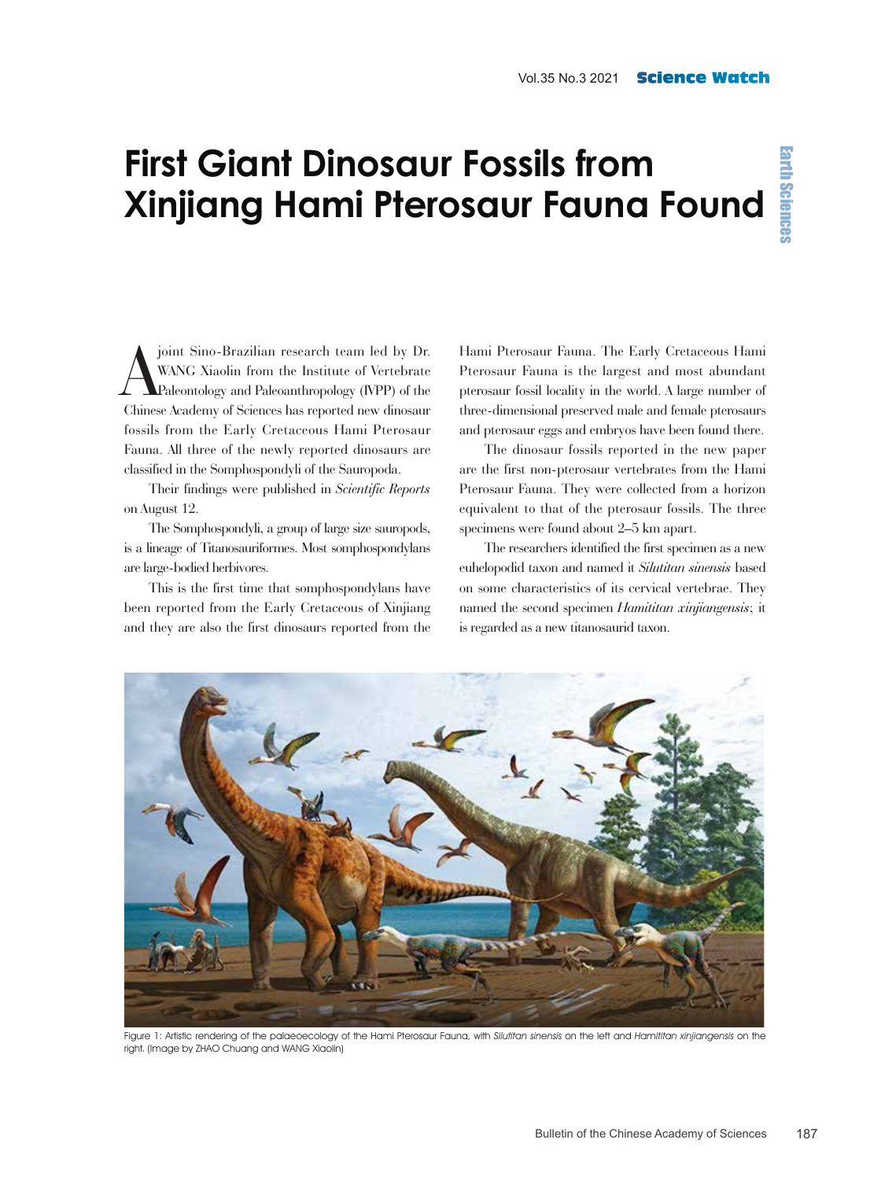# First Giant Dinosaur Fossils from Xinjiang Hami Pterosaur Fauna Found

A joint Sino-Brazilian research team led by Dr. WANG Xiaolin from the Institute of Vertebrate Paleontology and Paleoanthropology (IVPP) of the Chinese Academy of Sciences has reported new dinosaur fossils from the Early Cretaceous Hami Pterosaur Fauna. All three of the newly reported dinosaurs are classified in the Somphospondyli of the Sauropoda.

Their findings were published in *Scientific Reports* on August 12.

The Somphospondyli, a group of large size sauropods, is a lineage of Titanosauriformes. Most somphospondylans are large-bodied herbivores.

This is the first time that somphospondylans have been reported from the Early Cretaceous of Xinjiang and they are also the first dinosaurs reported from the Hami Pterosaur Fauna. The Early Cretaceous Hami Pterosaur Fauna is the largest and most abundant pterosaur fossil locality in the world. A large number of three-dimensional preserved male and female pterosaurs and pterosaur eggs and embryos have been found there.

The dinosaur fossils reported in the new paper are the first non-pterosaur vertebrates from the Hami Pterosaur Fauna. They were collected from a horizon equivalent to that of the pterosaur fossils. The three specimens were found about 2–5 km apart.

The researchers identified the first specimen as a new euhelopodid taxon and named it *Silutitan sinensis* based on some characteristics of its cervical vertebrae. They named the second specimen *Hamititan xinjiangensis*; it is regarded as a new titanosaurid taxon.

Figure 1: Artistic rendering of the palaeoecology of the Hami Pterosaur Fauna, with *Silutitan sinensis* on the left and *Hamititan xinjiangensis* on the right. (Image by ZHAO Chuang and WANG Xiaolin)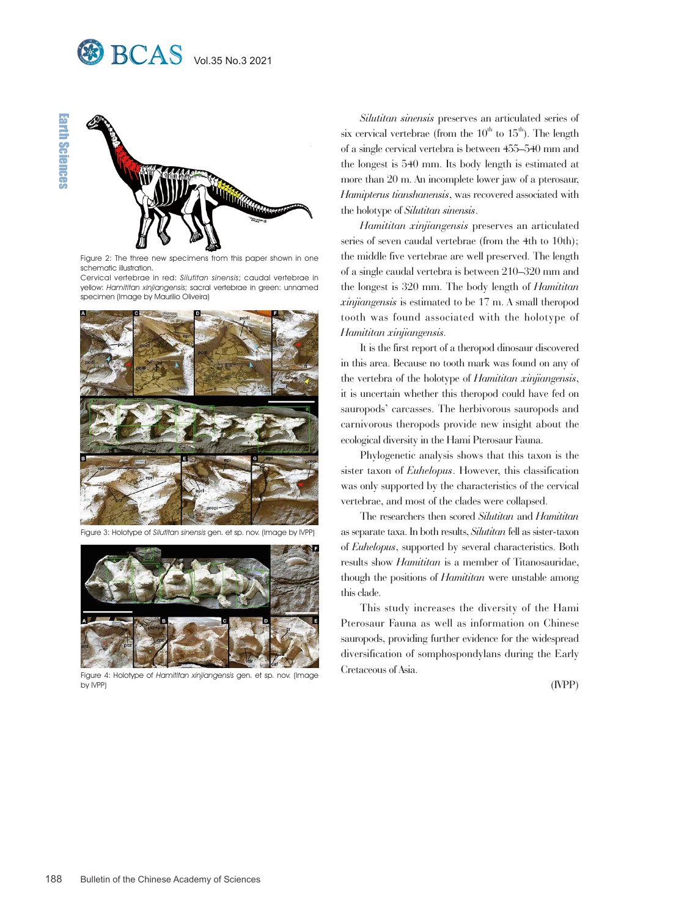Figure 2: The three new specimens from this paper shown in one schematic illustration.
Cervical vertebrae in red: *Silutitan sinensis*; caudal vertebrae in yellow: *Hamititan xinjiangensis*; sacral vertebrae in green: unnamed specimen (Image by Maurilio Oliveira)

Figure 3: Holotype of *Silutitan sinensis* gen. et sp. nov. (Image by IVPP)

Figure 4: Holotype of *Hamititan xinjiangensis* gen. et sp. nov. (Image by IVPP)

*Silutitan sinensis* preserves an articulated series of six cervical vertebrae (from the 10th to 15th). The length of a single cervical vertebra is between 455–540 mm and the longest is 540 mm. Its body length is estimated at more than 20 m. An incomplete lower jaw of a pterosaur, *Hamipterus tianshanensis*, was recovered associated with the holotype of *Silutitan sinensis*.

*Hamititan xinjiangensis* preserves an articulated series of seven caudal vertebrae (from the 4th to 10th); the middle five vertebrae are well preserved. The length of a single caudal vertebra is between 210–320 mm and the longest is 320 mm. The body length of *Hamititan xinjiangensis* is estimated to be 17 m. A small theropod tooth was found associated with the holotype of *Hamititan xinjiangensis*.

It is the first report of a theropod dinosaur discovered in this area. Because no tooth mark was found on any of the vertebra of the holotype of *Hamititan xinjiangensis*, it is uncertain whether this theropod could have fed on sauropods' carcasses. The herbivorous sauropods and carnivorous theropods provide new insight about the ecological diversity in the Hami Pterosaur Fauna.

Phylogenetic analysis shows that this taxon is the sister taxon of *Euhelopus*. However, this classification was only supported by the characteristics of the cervical vertebrae, and most of the clades were collapsed.

The researchers then scored *Silutitan* and *Hamititan* as separate taxa. In both results, *Silutitan* fell as sister-taxon of *Euhelopus*, supported by several characteristics. Both results show *Hamititan* is a member of Titanosauridae, though the positions of *Hamititan* were unstable among this clade.

This study increases the diversity of the Hami Pterosaur Fauna as well as information on Chinese sauropods, providing further evidence for the widespread diversification of somphospondylans during the Early Cretaceous of Asia.

(IVPP)